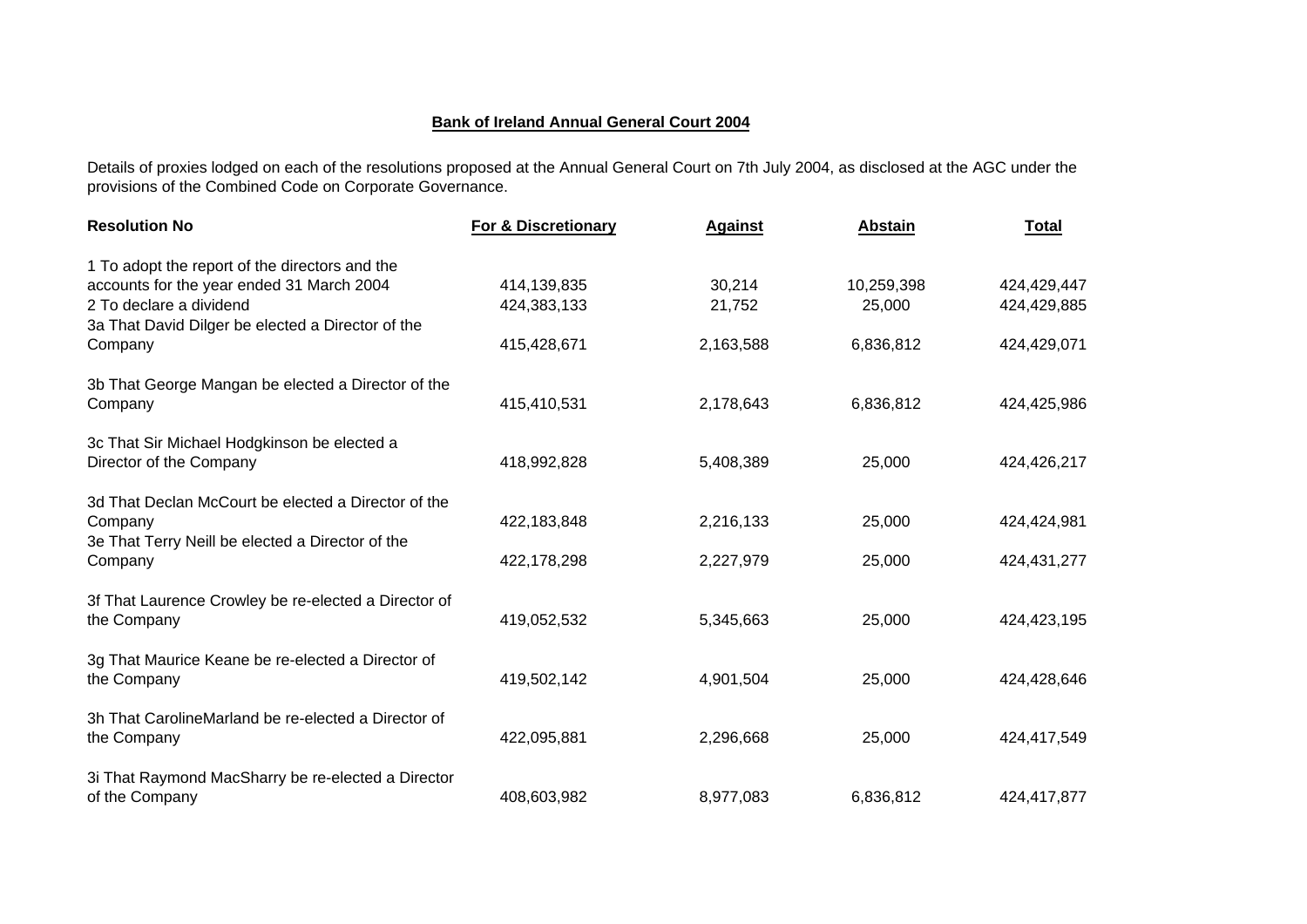**Bank of Ireland Annual General Court 2004**

Details of proxies lodged on each of the resolutions proposed at the Annual General Court on 7th July 2004, as disclosed at the AGC under the provisions of the Combined Code on Corporate Governance.

| Resolution No | For & Discretionary | Against | Abstain | Total |
|---|---|---|---|---|
| 1 To adopt the report of the directors and the accounts for the year ended 31 March 2004 | 414,139,835 | 30,214 | 10,259,398 | 424,429,447 |
| 2 To declare a dividend | 424,383,133 | 21,752 | 25,000 | 424,429,885 |
| 3a That David Dilger be elected a Director of the Company | 415,428,671 | 2,163,588 | 6,836,812 | 424,429,071 |
| 3b That George Mangan be elected a Director of the Company | 415,410,531 | 2,178,643 | 6,836,812 | 424,425,986 |
| 3c That Sir Michael Hodgkinson be elected a Director of the Company | 418,992,828 | 5,408,389 | 25,000 | 424,426,217 |
| 3d That Declan McCourt be elected a Director of the Company | 422,183,848 | 2,216,133 | 25,000 | 424,424,981 |
| 3e That Terry Neill be elected a Director of the Company | 422,178,298 | 2,227,979 | 25,000 | 424,431,277 |
| 3f That Laurence Crowley be re-elected a Director of the Company | 419,052,532 | 5,345,663 | 25,000 | 424,423,195 |
| 3g That Maurice Keane be re-elected a Director of the Company | 419,502,142 | 4,901,504 | 25,000 | 424,428,646 |
| 3h That CarolineMarland be re-elected a Director of the Company | 422,095,881 | 2,296,668 | 25,000 | 424,417,549 |
| 3i That Raymond MacSharry be re-elected a Director of the Company | 408,603,982 | 8,977,083 | 6,836,812 | 424,417,877 |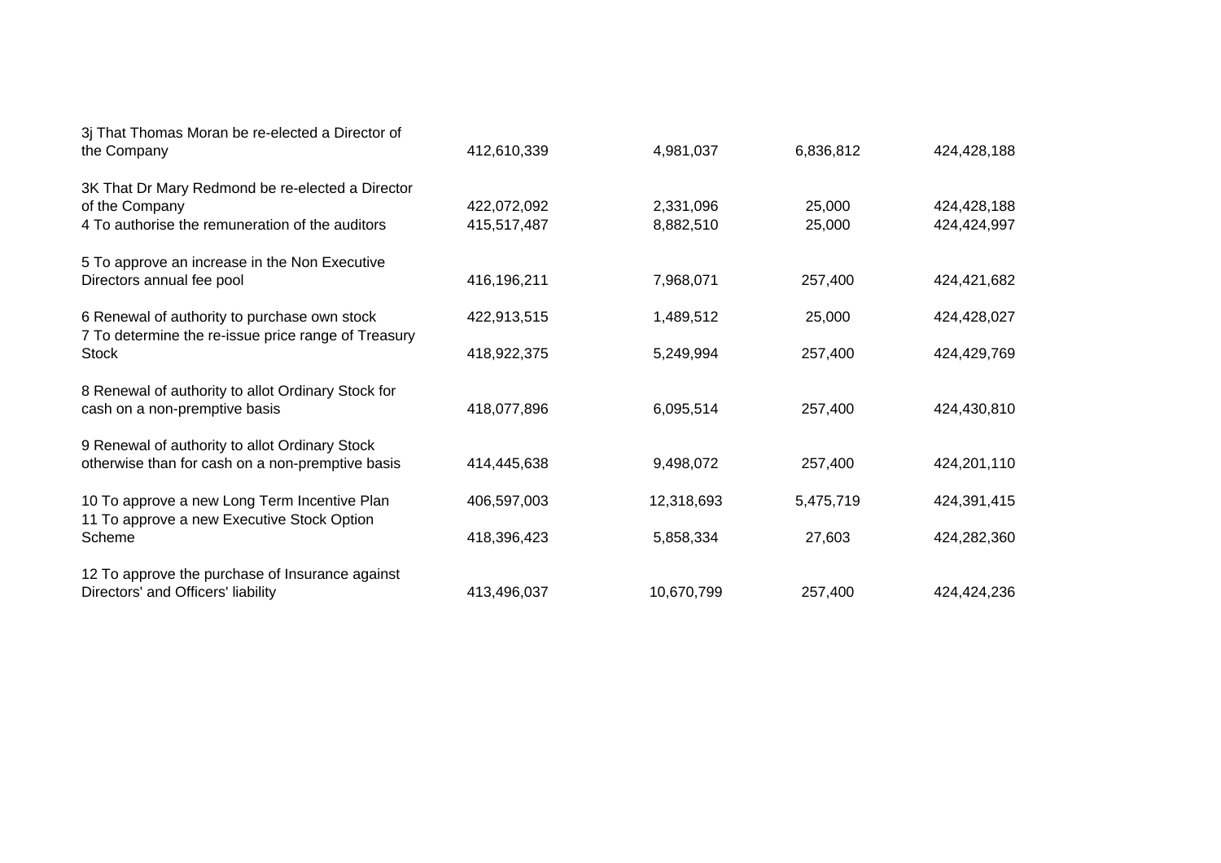| | | | | |
|---|---|---|---|---|
| 3j That Thomas Moran be re-elected a Director of the Company | 412,610,339 | 4,981,037 | 6,836,812 | 424,428,188 |
| 3K That Dr Mary Redmond be re-elected a Director of the Company | 422,072,092 | 2,331,096 | 25,000 | 424,428,188 |
| 4 To authorise the remuneration of the auditors | 415,517,487 | 8,882,510 | 25,000 | 424,424,997 |
| 5 To approve an increase in the Non Executive Directors annual fee pool | 416,196,211 | 7,968,071 | 257,400 | 424,421,682 |
| 6 Renewal of authority to purchase own stock | 422,913,515 | 1,489,512 | 25,000 | 424,428,027 |
| 7 To determine the re-issue price range of Treasury Stock | 418,922,375 | 5,249,994 | 257,400 | 424,429,769 |
| 8 Renewal of authority to allot Ordinary Stock for cash on a non-premptive basis | 418,077,896 | 6,095,514 | 257,400 | 424,430,810 |
| 9 Renewal of authority to allot Ordinary Stock otherwise than for cash on a non-premptive basis | 414,445,638 | 9,498,072 | 257,400 | 424,201,110 |
| 10 To approve a new Long Term Incentive Plan | 406,597,003 | 12,318,693 | 5,475,719 | 424,391,415 |
| 11 To approve a new Executive Stock Option Scheme | 418,396,423 | 5,858,334 | 27,603 | 424,282,360 |
| 12 To approve the purchase of Insurance against Directors' and Officers' liability | 413,496,037 | 10,670,799 | 257,400 | 424,424,236 |